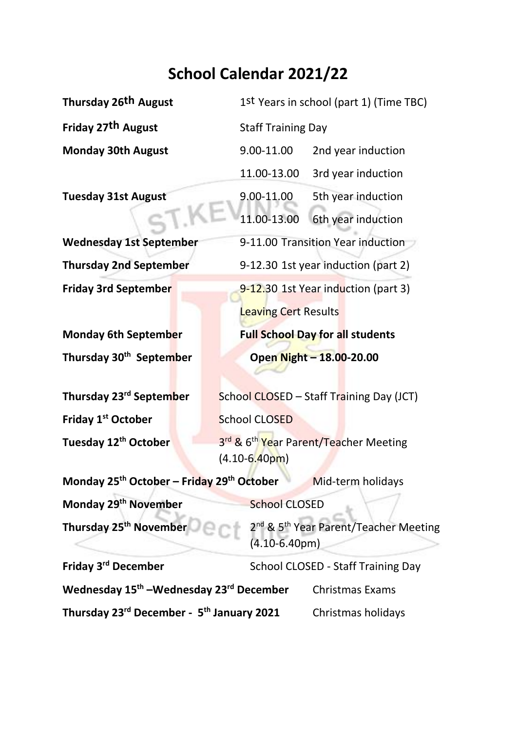# School Calendar 2021/22

| | | |
|---|---|---|
| **Thursday 26th August** | 1st Years in school (part 1) (Time TBC) | |
| **Friday 27th August** | Staff Training Day | |
| **Monday 30th August** | 9.00-11.00 | 2nd year induction |
| | 11.00-13.00 | 3rd year induction |
| **Tuesday 31st August** | 9.00-11.00 | 5th year induction |
| | 11.00-13.00 | 6th year induction |
| **Wednesday 1st September** | 9-11.00 Transition Year induction | |
| **Thursday 2nd September** | 9-12.30 1st year induction (part 2) | |
| **Friday 3rd September** | 9-12.30 1st Year induction (part 3) | |
| | Leaving Cert Results | |
| **Monday 6th September** | **Full School Day for all students** | |
| **Thursday 30th September** | **Open Night – 18.00-20.00** | |

| | |
|---|---|
| **Thursday 23rd September** | School CLOSED – Staff Training Day (JCT) |
| **Friday 1st October** | School CLOSED |
| **Tuesday 12th October** | 3rd & 6th Year Parent/Teacher Meeting (4.10-6.40pm) |
| **Monday 25th October – Friday 29th October** | Mid-term holidays |
| **Monday 29th November** | School CLOSED |
| **Thursday 25th November** | 2nd & 5th Year Parent/Teacher Meeting (4.10-6.40pm) |
| **Friday 3rd December** | School CLOSED - Staff Training Day |
| **Wednesday 15th –Wednesday 23rd December** | Christmas Exams |
| **Thursday 23rd December - 5th January 2021** | Christmas holidays |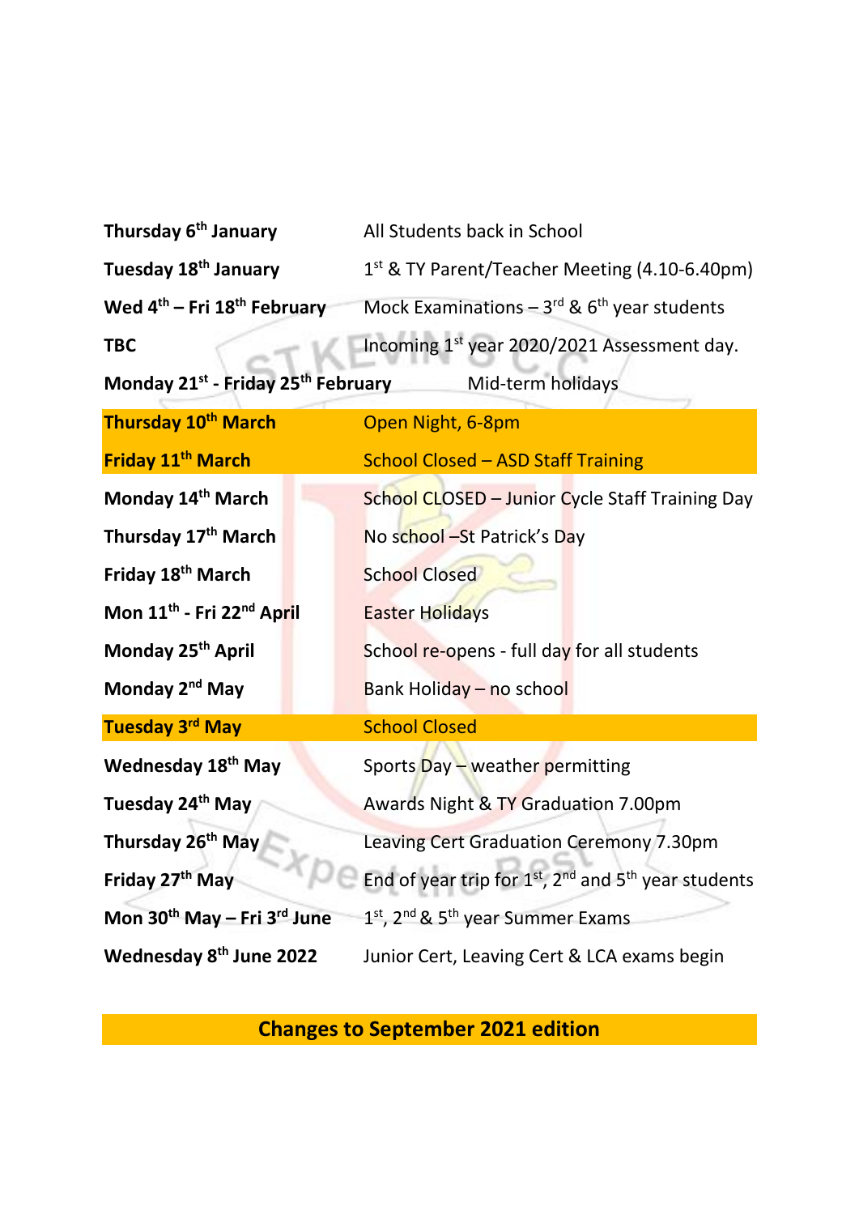| | |
|---|---|
| **Thursday 6th January** | All Students back in School |
| **Tuesday 18th January** | 1st & TY Parent/Teacher Meeting (4.10-6.40pm) |
| **Wed 4th – Fri 18th February** | Mock Examinations – 3rd & 6th year students |
| **TBC** | Incoming 1st year 2020/2021 Assessment day. |
| **Monday 21st - Friday 25th February** | Mid-term holidays |
| **Thursday 10th March** | Open Night, 6-8pm |
| **Friday 11th March** | School Closed – ASD Staff Training |
| **Monday 14th March** | School CLOSED – Junior Cycle Staff Training Day |
| **Thursday 17th March** | No school –St Patrick's Day |
| **Friday 18th March** | School Closed |
| **Mon 11th - Fri 22nd April** | Easter Holidays |
| **Monday 25th April** | School re-opens - full day for all students |
| **Monday 2nd May** | Bank Holiday – no school |
| **Tuesday 3rd May** | School Closed |
| **Wednesday 18th May** | Sports Day – weather permitting |
| **Tuesday 24th May** | Awards Night & TY Graduation 7.00pm |
| **Thursday 26th May** | Leaving Cert Graduation Ceremony 7.30pm |
| **Friday 27th May** | End of year trip for 1st, 2nd and 5th year students |
| **Mon 30th May – Fri 3rd June** | 1st, 2nd & 5th year Summer Exams |
| **Wednesday 8th June 2022** | Junior Cert, Leaving Cert & LCA exams begin |

**Changes to September 2021 edition**